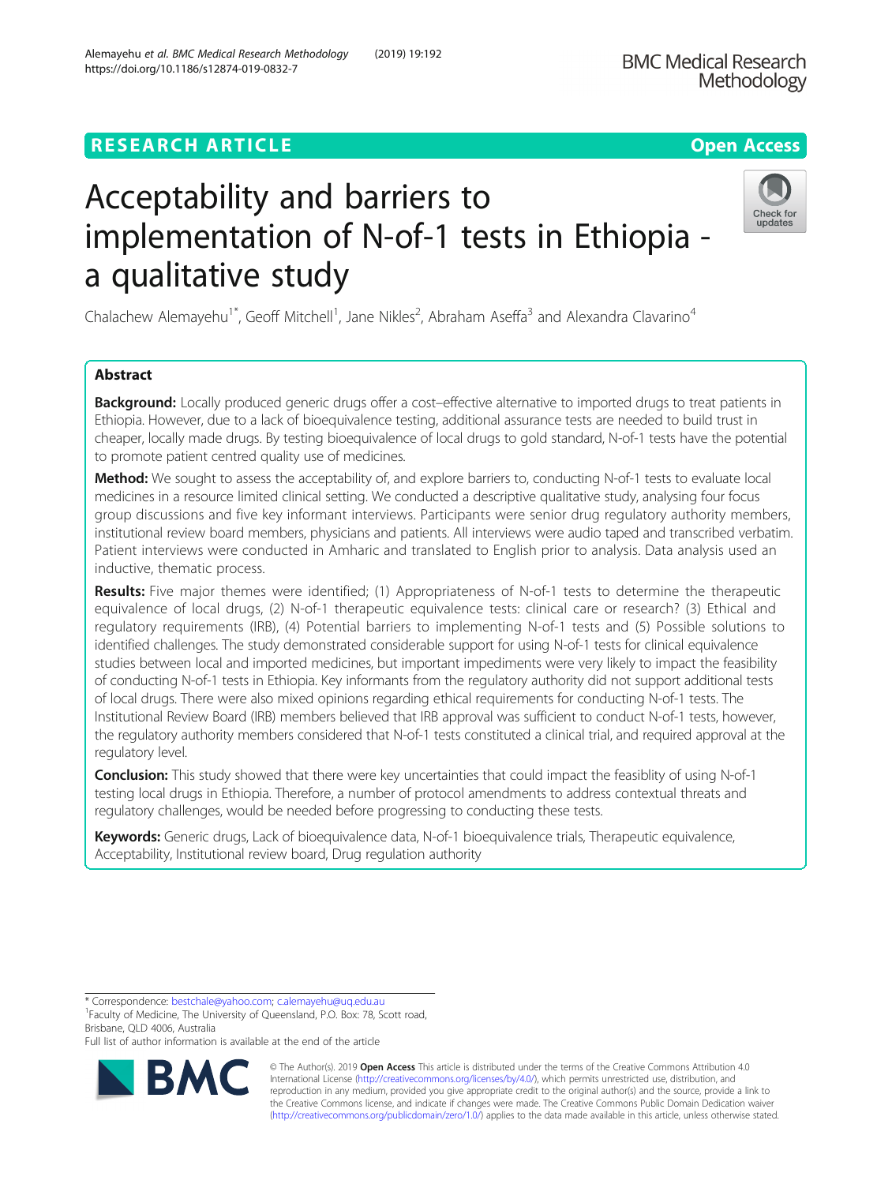RESEARCH ARTICLE

Open Access

# Acceptability and barriers to implementation of N-of-1 tests in Ethiopia - a qualitative study

Chalachew Alemayehu[1*], Geoff Mitchell[1], Jane Nikles[2], Abraham Aseffa[3] and Alexandra Clavarino[4]

## Abstract

**Background:** Locally produced generic drugs offer a cost–effective alternative to imported drugs to treat patients in Ethiopia. However, due to a lack of bioequivalence testing, additional assurance tests are needed to build trust in cheaper, locally made drugs. By testing bioequivalence of local drugs to gold standard, N-of-1 tests have the potential to promote patient centred quality use of medicines.

**Method:** We sought to assess the acceptability of, and explore barriers to, conducting N-of-1 tests to evaluate local medicines in a resource limited clinical setting. We conducted a descriptive qualitative study, analysing four focus group discussions and five key informant interviews. Participants were senior drug regulatory authority members, institutional review board members, physicians and patients. All interviews were audio taped and transcribed verbatim. Patient interviews were conducted in Amharic and translated to English prior to analysis. Data analysis used an inductive, thematic process.

**Results:** Five major themes were identified; (1) Appropriateness of N-of-1 tests to determine the therapeutic equivalence of local drugs, (2) N-of-1 therapeutic equivalence tests: clinical care or research? (3) Ethical and regulatory requirements (IRB), (4) Potential barriers to implementing N-of-1 tests and (5) Possible solutions to identified challenges. The study demonstrated considerable support for using N-of-1 tests for clinical equivalence studies between local and imported medicines, but important impediments were very likely to impact the feasibility of conducting N-of-1 tests in Ethiopia. Key informants from the regulatory authority did not support additional tests of local drugs. There were also mixed opinions regarding ethical requirements for conducting N-of-1 tests. The Institutional Review Board (IRB) members believed that IRB approval was sufficient to conduct N-of-1 tests, however, the regulatory authority members considered that N-of-1 tests constituted a clinical trial, and required approval at the regulatory level.

**Conclusion:** This study showed that there were key uncertainties that could impact the feasiblity of using N-of-1 testing local drugs in Ethiopia. Therefore, a number of protocol amendments to address contextual threats and regulatory challenges, would be needed before progressing to conducting these tests.

**Keywords:** Generic drugs, Lack of bioequivalence data, N-of-1 bioequivalence trials, Therapeutic equivalence, Acceptability, Institutional review board, Drug regulation authority

---

* Correspondence: bestchale@yahoo.com; c.alemayehu@uq.edu.au
[1]Faculty of Medicine, The University of Queensland, P.O. Box: 78, Scott road, Brisbane, QLD 4006, Australia
Full list of author information is available at the end of the article

© The Author(s). 2019 **Open Access** This article is distributed under the terms of the Creative Commons Attribution 4.0 International License (http://creativecommons.org/licenses/by/4.0/), which permits unrestricted use, distribution, and reproduction in any medium, provided you give appropriate credit to the original author(s) and the source, provide a link to the Creative Commons license, and indicate if changes were made. The Creative Commons Public Domain Dedication waiver (http://creativecommons.org/publicdomain/zero/1.0/) applies to the data made available in this article, unless otherwise stated.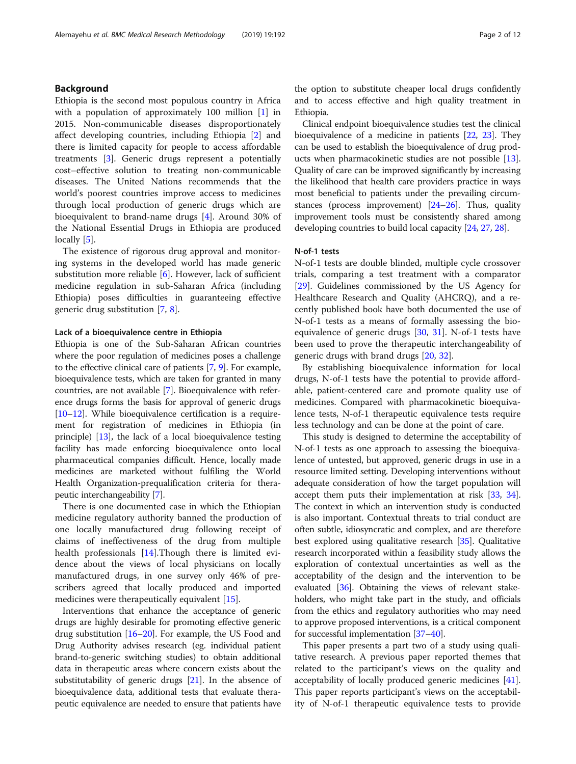## Background

Ethiopia is the second most populous country in Africa with a population of approximately 100 million [1] in 2015. Non-communicable diseases disproportionately affect developing countries, including Ethiopia [2] and there is limited capacity for people to access affordable treatments [3]. Generic drugs represent a potentially cost–effective solution to treating non-communicable diseases. The United Nations recommends that the world's poorest countries improve access to medicines through local production of generic drugs which are bioequivalent to brand-name drugs [4]. Around 30% of the National Essential Drugs in Ethiopia are produced locally [5].

The existence of rigorous drug approval and monitoring systems in the developed world has made generic substitution more reliable [6]. However, lack of sufficient medicine regulation in sub-Saharan Africa (including Ethiopia) poses difficulties in guaranteeing effective generic drug substitution [7, 8].

### Lack of a bioequivalence centre in Ethiopia

Ethiopia is one of the Sub-Saharan African countries where the poor regulation of medicines poses a challenge to the effective clinical care of patients [7, 9]. For example, bioequivalence tests, which are taken for granted in many countries, are not available [7]. Bioequivalence with reference drugs forms the basis for approval of generic drugs [10–12]. While bioequivalence certification is a requirement for registration of medicines in Ethiopia (in principle) [13], the lack of a local bioequivalence testing facility has made enforcing bioequivalence onto local pharmaceutical companies difficult. Hence, locally made medicines are marketed without fulfiling the World Health Organization-prequalification criteria for therapeutic interchangeability [7].

There is one documented case in which the Ethiopian medicine regulatory authority banned the production of one locally manufactured drug following receipt of claims of ineffectiveness of the drug from multiple health professionals [14].Though there is limited evidence about the views of local physicians on locally manufactured drugs, in one survey only 46% of prescribers agreed that locally produced and imported medicines were therapeutically equivalent [15].

Interventions that enhance the acceptance of generic drugs are highly desirable for promoting effective generic drug substitution [16–20]. For example, the US Food and Drug Authority advises research (eg. individual patient brand-to-generic switching studies) to obtain additional data in therapeutic areas where concern exists about the substitutability of generic drugs [21]. In the absence of bioequivalence data, additional tests that evaluate therapeutic equivalence are needed to ensure that patients have the option to substitute cheaper local drugs confidently and to access effective and high quality treatment in Ethiopia.

Clinical endpoint bioequivalence studies test the clinical bioequivalence of a medicine in patients [22, 23]. They can be used to establish the bioequivalence of drug products when pharmacokinetic studies are not possible [13]. Quality of care can be improved significantly by increasing the likelihood that health care providers practice in ways most beneficial to patients under the prevailing circumstances (process improvement) [24–26]. Thus, quality improvement tools must be consistently shared among developing countries to build local capacity [24, 27, 28].

### N-of-1 tests

N-of-1 tests are double blinded, multiple cycle crossover trials, comparing a test treatment with a comparator [29]. Guidelines commissioned by the US Agency for Healthcare Research and Quality (AHCRQ), and a recently published book have both documented the use of N-of-1 tests as a means of formally assessing the bioequivalence of generic drugs [30, 31]. N-of-1 tests have been used to prove the therapeutic interchangeability of generic drugs with brand drugs [20, 32].

By establishing bioequivalence information for local drugs, N-of-1 tests have the potential to provide affordable, patient-centered care and promote quality use of medicines. Compared with pharmacokinetic bioequivalence tests, N-of-1 therapeutic equivalence tests require less technology and can be done at the point of care.

This study is designed to determine the acceptability of N-of-1 tests as one approach to assessing the bioequivalence of untested, but approved, generic drugs in use in a resource limited setting. Developing interventions without adequate consideration of how the target population will accept them puts their implementation at risk [33, 34]. The context in which an intervention study is conducted is also important. Contextual threats to trial conduct are often subtle, idiosyncratic and complex, and are therefore best explored using qualitative research [35]. Qualitative research incorporated within a feasibility study allows the exploration of contextual uncertainties as well as the acceptability of the design and the intervention to be evaluated [36]. Obtaining the views of relevant stakeholders, who might take part in the study, and officials from the ethics and regulatory authorities who may need to approve proposed interventions, is a critical component for successful implementation [37–40].

This paper presents a part two of a study using qualitative research. A previous paper reported themes that related to the participant's views on the quality and acceptability of locally produced generic medicines [41]. This paper reports participant's views on the acceptability of N-of-1 therapeutic equivalence tests to provide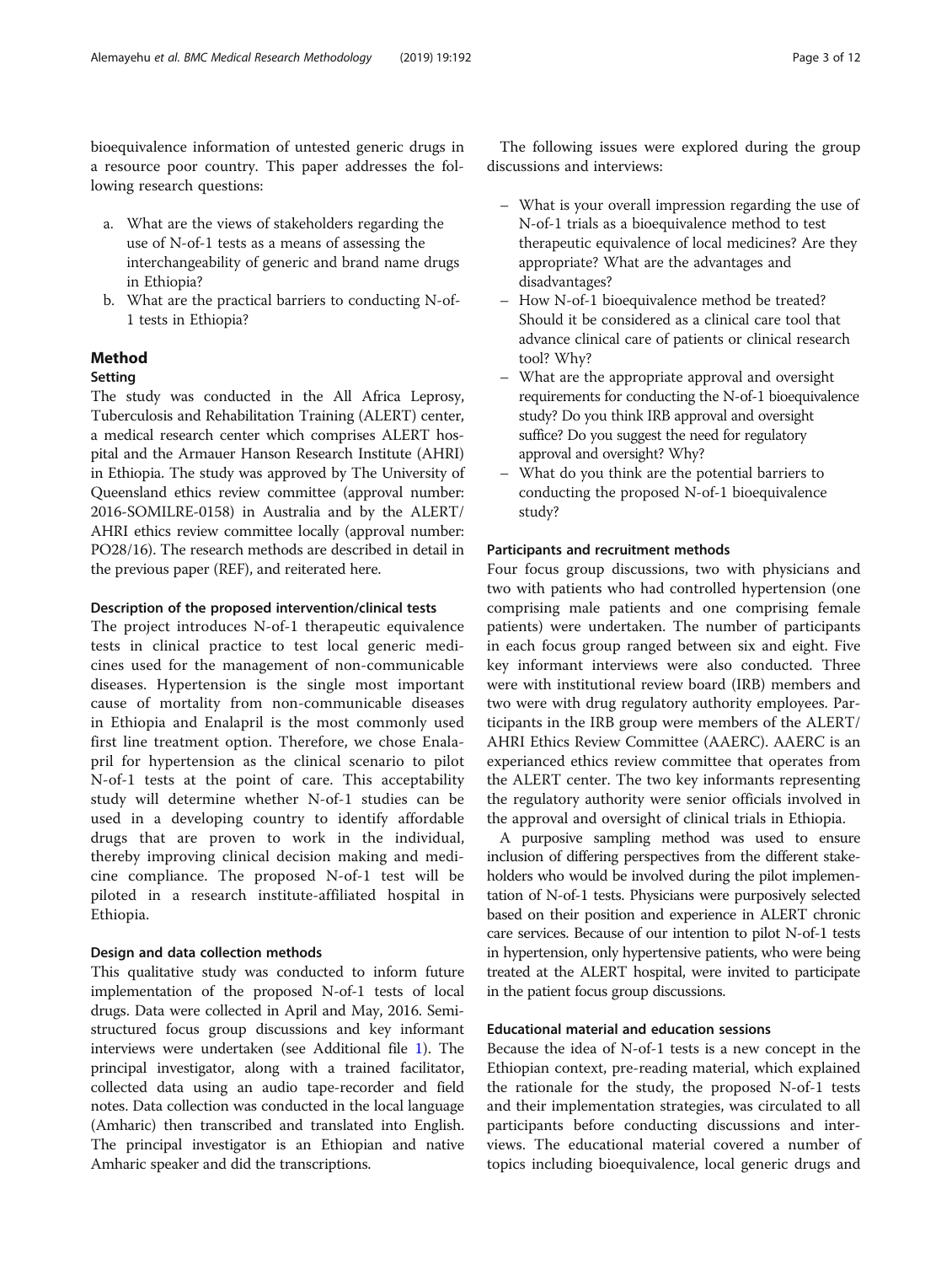bioequivalence information of untested generic drugs in a resource poor country. This paper addresses the following research questions:

a. What are the views of stakeholders regarding the use of N-of-1 tests as a means of assessing the interchangeability of generic and brand name drugs in Ethiopia?
b. What are the practical barriers to conducting N-of-1 tests in Ethiopia?

## Method

### Setting

The study was conducted in the All Africa Leprosy, Tuberculosis and Rehabilitation Training (ALERT) center, a medical research center which comprises ALERT hospital and the Armauer Hanson Research Institute (AHRI) in Ethiopia. The study was approved by The University of Queensland ethics review committee (approval number: 2016-SOMILRE-0158) in Australia and by the ALERT/AHRI ethics review committee locally (approval number: PO28/16). The research methods are described in detail in the previous paper (REF), and reiterated here.

#### Description of the proposed intervention/clinical tests

The project introduces N-of-1 therapeutic equivalence tests in clinical practice to test local generic medicines used for the management of non-communicable diseases. Hypertension is the single most important cause of mortality from non-communicable diseases in Ethiopia and Enalapril is the most commonly used first line treatment option. Therefore, we chose Enalapril for hypertension as the clinical scenario to pilot N-of-1 tests at the point of care. This acceptability study will determine whether N-of-1 studies can be used in a developing country to identify affordable drugs that are proven to work in the individual, thereby improving clinical decision making and medicine compliance. The proposed N-of-1 test will be piloted in a research institute-affiliated hospital in Ethiopia.

#### Design and data collection methods

This qualitative study was conducted to inform future implementation of the proposed N-of-1 tests of local drugs. Data were collected in April and May, 2016. Semi-structured focus group discussions and key informant interviews were undertaken (see Additional file 1). The principal investigator, along with a trained facilitator, collected data using an audio tape-recorder and field notes. Data collection was conducted in the local language (Amharic) then transcribed and translated into English. The principal investigator is an Ethiopian and native Amharic speaker and did the transcriptions.

The following issues were explored during the group discussions and interviews:

- What is your overall impression regarding the use of N-of-1 trials as a bioequivalence method to test therapeutic equivalence of local medicines? Are they appropriate? What are the advantages and disadvantages?
- How N-of-1 bioequivalence method be treated? Should it be considered as a clinical care tool that advance clinical care of patients or clinical research tool? Why?
- What are the appropriate approval and oversight requirements for conducting the N-of-1 bioequivalence study? Do you think IRB approval and oversight suffice? Do you suggest the need for regulatory approval and oversight? Why?
- What do you think are the potential barriers to conducting the proposed N-of-1 bioequivalence study?

#### Participants and recruitment methods

Four focus group discussions, two with physicians and two with patients who had controlled hypertension (one comprising male patients and one comprising female patients) were undertaken. The number of participants in each focus group ranged between six and eight. Five key informant interviews were also conducted. Three were with institutional review board (IRB) members and two were with drug regulatory authority employees. Participants in the IRB group were members of the ALERT/AHRI Ethics Review Committee (AAERC). AAERC is an experianced ethics review committee that operates from the ALERT center. The two key informants representing the regulatory authority were senior officials involved in the approval and oversight of clinical trials in Ethiopia.

A purposive sampling method was used to ensure inclusion of differing perspectives from the different stakeholders who would be involved during the pilot implementation of N-of-1 tests. Physicians were purposively selected based on their position and experience in ALERT chronic care services. Because of our intention to pilot N-of-1 tests in hypertension, only hypertensive patients, who were being treated at the ALERT hospital, were invited to participate in the patient focus group discussions.

#### Educational material and education sessions

Because the idea of N-of-1 tests is a new concept in the Ethiopian context, pre-reading material, which explained the rationale for the study, the proposed N-of-1 tests and their implementation strategies, was circulated to all participants before conducting discussions and interviews. The educational material covered a number of topics including bioequivalence, local generic drugs and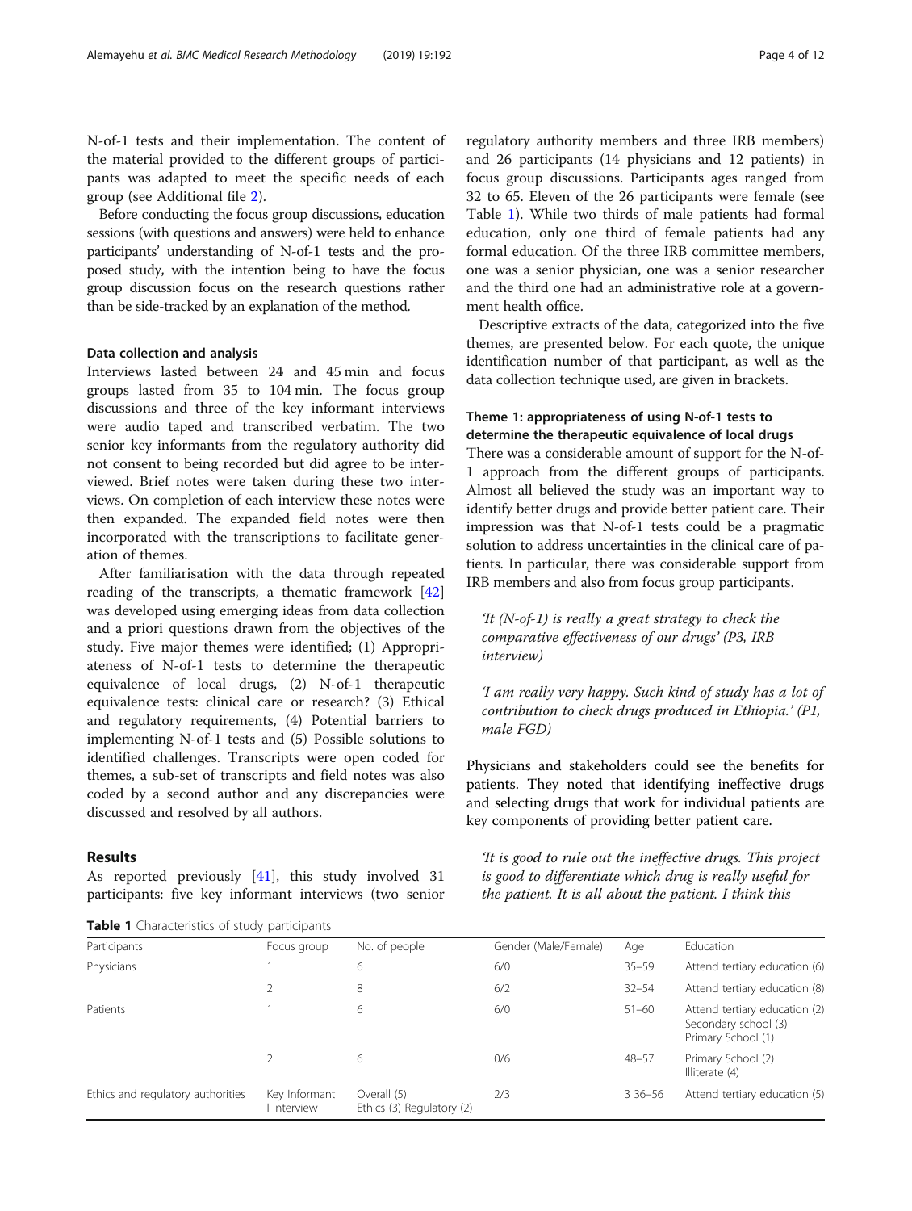N-of-1 tests and their implementation. The content of the material provided to the different groups of participants was adapted to meet the specific needs of each group (see Additional file 2).

Before conducting the focus group discussions, education sessions (with questions and answers) were held to enhance participants' understanding of N-of-1 tests and the proposed study, with the intention being to have the focus group discussion focus on the research questions rather than be side-tracked by an explanation of the method.

### Data collection and analysis

Interviews lasted between 24 and 45 min and focus groups lasted from 35 to 104 min. The focus group discussions and three of the key informant interviews were audio taped and transcribed verbatim. The two senior key informants from the regulatory authority did not consent to being recorded but did agree to be interviewed. Brief notes were taken during these two interviews. On completion of each interview these notes were then expanded. The expanded field notes were then incorporated with the transcriptions to facilitate generation of themes.

After familiarisation with the data through repeated reading of the transcripts, a thematic framework [42] was developed using emerging ideas from data collection and a priori questions drawn from the objectives of the study. Five major themes were identified; (1) Appropriateness of N-of-1 tests to determine the therapeutic equivalence of local drugs, (2) N-of-1 therapeutic equivalence tests: clinical care or research? (3) Ethical and regulatory requirements, (4) Potential barriers to implementing N-of-1 tests and (5) Possible solutions to identified challenges. Transcripts were open coded for themes, a sub-set of transcripts and field notes was also coded by a second author and any discrepancies were discussed and resolved by all authors.

## Results

As reported previously [41], this study involved 31 participants: five key informant interviews (two senior regulatory authority members and three IRB members) and 26 participants (14 physicians and 12 patients) in focus group discussions. Participants ages ranged from 32 to 65. Eleven of the 26 participants were female (see Table 1). While two thirds of male patients had formal education, only one third of female patients had any formal education. Of the three IRB committee members, one was a senior physician, one was a senior researcher and the third one had an administrative role at a government health office.

Descriptive extracts of the data, categorized into the five themes, are presented below. For each quote, the unique identification number of that participant, as well as the data collection technique used, are given in brackets.

### Theme 1: appropriateness of using N-of-1 tests to determine the therapeutic equivalence of local drugs

There was a considerable amount of support for the N-of-1 approach from the different groups of participants. Almost all believed the study was an important way to identify better drugs and provide better patient care. Their impression was that N-of-1 tests could be a pragmatic solution to address uncertainties in the clinical care of patients. In particular, there was considerable support from IRB members and also from focus group participants.

> *'It (N-of-1) is really a great strategy to check the comparative effectiveness of our drugs' (P3, IRB interview)*

> *'I am really very happy. Such kind of study has a lot of contribution to check drugs produced in Ethiopia.' (P1, male FGD)*

Physicians and stakeholders could see the benefits for patients. They noted that identifying ineffective drugs and selecting drugs that work for individual patients are key components of providing better patient care.

> *'It is good to rule out the ineffective drugs. This project is good to differentiate which drug is really useful for the patient. It is all about the patient. I think this*

**Table 1** Characteristics of study participants

| Participants | Focus group | No. of people | Gender (Male/Female) | Age | Education |
|---|---|---|---|---|---|
| Physicians | 1 | 6 | 6/0 | 35–59 | Attend tertiary education (6) |
| | 2 | 8 | 6/2 | 32–54 | Attend tertiary education (8) |
| Patients | 1 | 6 | 6/0 | 51–60 | Attend tertiary education (2) Secondary school (3) Primary School (1) |
| | 2 | 6 | 0/6 | 48–57 | Primary School (2) Illiterate (4) |
| Ethics and regulatory authorities | Key Informant I interview | Overall (5) Ethics (3) Regulatory (2) | 2/3 | 3 36–56 | Attend tertiary education (5) |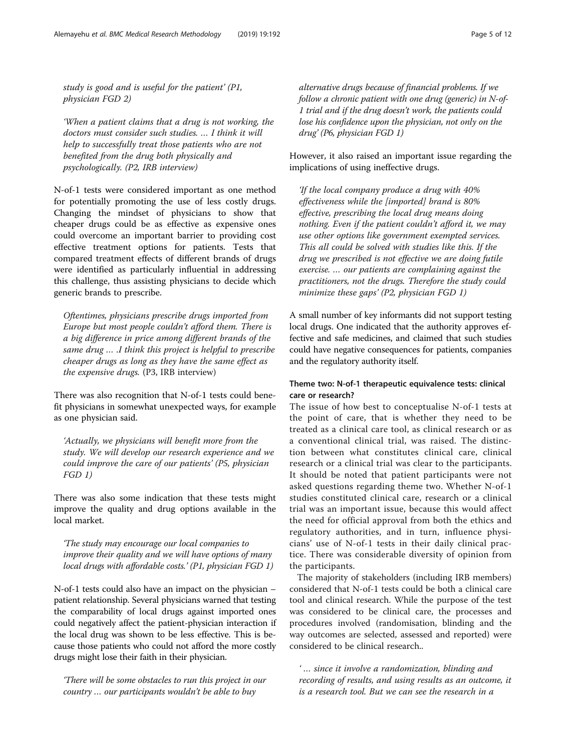*study is good and is useful for the patient' (P1, physician FGD 2)*

*'When a patient claims that a drug is not working, the doctors must consider such studies. … I think it will help to successfully treat those patients who are not benefited from the drug both physically and psychologically. (P2, IRB interview)*

N-of-1 tests were considered important as one method for potentially promoting the use of less costly drugs. Changing the mindset of physicians to show that cheaper drugs could be as effective as expensive ones could overcome an important barrier to providing cost effective treatment options for patients. Tests that compared treatment effects of different brands of drugs were identified as particularly influential in addressing this challenge, thus assisting physicians to decide which generic brands to prescribe.

*Oftentimes, physicians prescribe drugs imported from Europe but most people couldn't afford them. There is a big difference in price among different brands of the same drug … .I think this project is helpful to prescribe cheaper drugs as long as they have the same effect as the expensive drugs.* (P3, IRB interview)

There was also recognition that N-of-1 tests could benefit physicians in somewhat unexpected ways, for example as one physician said.

*'Actually, we physicians will benefit more from the study. We will develop our research experience and we could improve the care of our patients' (P5, physician FGD 1)*

There was also some indication that these tests might improve the quality and drug options available in the local market.

*'The study may encourage our local companies to improve their quality and we will have options of many local drugs with affordable costs.' (P1, physician FGD 1)*

N-of-1 tests could also have an impact on the physician – patient relationship. Several physicians warned that testing the comparability of local drugs against imported ones could negatively affect the patient-physician interaction if the local drug was shown to be less effective. This is because those patients who could not afford the more costly drugs might lose their faith in their physician.

*'There will be some obstacles to run this project in our country … our participants wouldn't be able to buy alternative drugs because of financial problems. If we follow a chronic patient with one drug (generic) in N-of-1 trial and if the drug doesn't work, the patients could lose his confidence upon the physician, not only on the drug' (P6, physician FGD 1)*

However, it also raised an important issue regarding the implications of using ineffective drugs.

*'If the local company produce a drug with 40% effectiveness while the [imported] brand is 80% effective, prescribing the local drug means doing nothing. Even if the patient couldn't afford it, we may use other options like government exempted services. This all could be solved with studies like this. If the drug we prescribed is not effective we are doing futile exercise. … our patients are complaining against the practitioners, not the drugs. Therefore the study could minimize these gaps' (P2, physician FGD 1)*

A small number of key informants did not support testing local drugs. One indicated that the authority approves effective and safe medicines, and claimed that such studies could have negative consequences for patients, companies and the regulatory authority itself.

### Theme two: N-of-1 therapeutic equivalence tests: clinical care or research?

The issue of how best to conceptualise N-of-1 tests at the point of care, that is whether they need to be treated as a clinical care tool, as clinical research or as a conventional clinical trial, was raised. The distinction between what constitutes clinical care, clinical research or a clinical trial was clear to the participants. It should be noted that patient participants were not asked questions regarding theme two. Whether N-of-1 studies constituted clinical care, research or a clinical trial was an important issue, because this would affect the need for official approval from both the ethics and regulatory authorities, and in turn, influence physicians' use of N-of-1 tests in their daily clinical practice. There was considerable diversity of opinion from the participants.

The majority of stakeholders (including IRB members) considered that N-of-1 tests could be both a clinical care tool and clinical research. While the purpose of the test was considered to be clinical care, the processes and procedures involved (randomisation, blinding and the way outcomes are selected, assessed and reported) were considered to be clinical research..

*' … since it involve a randomization, blinding and recording of results, and using results as an outcome, it is a research tool. But we can see the research in a*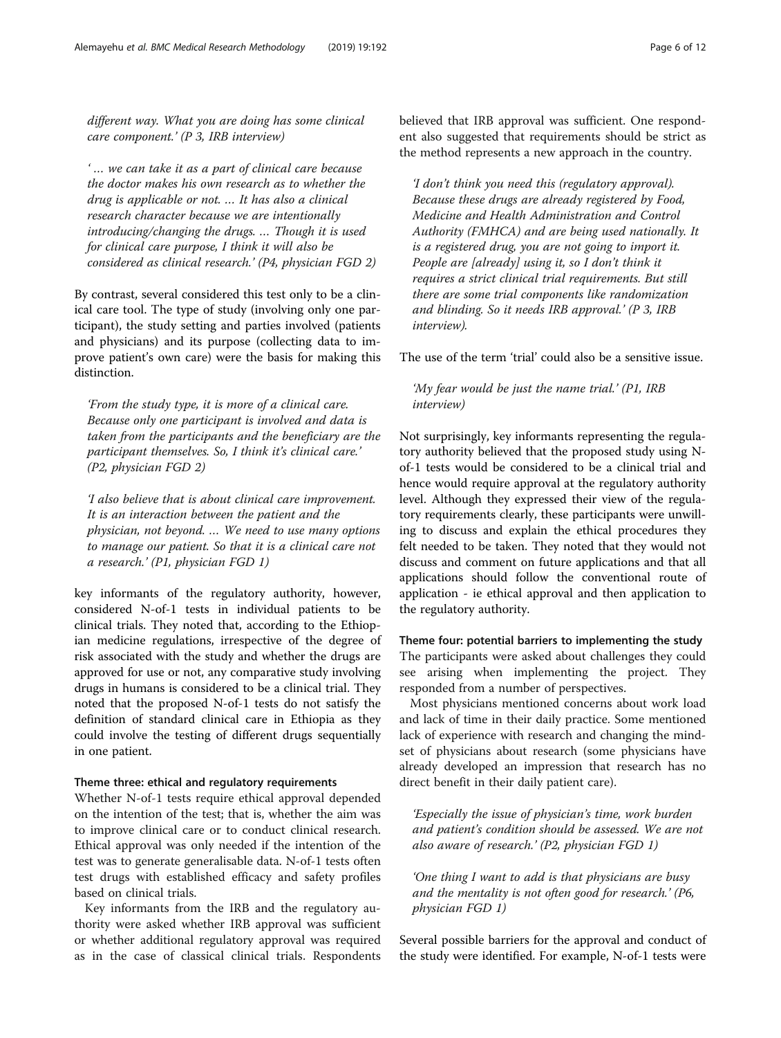*different way. What you are doing has some clinical care component.' (P 3, IRB interview)*

*' … we can take it as a part of clinical care because the doctor makes his own research as to whether the drug is applicable or not. … It has also a clinical research character because we are intentionally introducing/changing the drugs. … Though it is used for clinical care purpose, I think it will also be considered as clinical research.' (P4, physician FGD 2)*

By contrast, several considered this test only to be a clinical care tool. The type of study (involving only one participant), the study setting and parties involved (patients and physicians) and its purpose (collecting data to improve patient's own care) were the basis for making this distinction.

*'From the study type, it is more of a clinical care. Because only one participant is involved and data is taken from the participants and the beneficiary are the participant themselves. So, I think it's clinical care.' (P2, physician FGD 2)*

*'I also believe that is about clinical care improvement. It is an interaction between the patient and the physician, not beyond. … We need to use many options to manage our patient. So that it is a clinical care not a research.' (P1, physician FGD 1)*

key informants of the regulatory authority, however, considered N-of-1 tests in individual patients to be clinical trials. They noted that, according to the Ethiopian medicine regulations, irrespective of the degree of risk associated with the study and whether the drugs are approved for use or not, any comparative study involving drugs in humans is considered to be a clinical trial. They noted that the proposed N-of-1 tests do not satisfy the definition of standard clinical care in Ethiopia as they could involve the testing of different drugs sequentially in one patient.

#### Theme three: ethical and regulatory requirements

Whether N-of-1 tests require ethical approval depended on the intention of the test; that is, whether the aim was to improve clinical care or to conduct clinical research. Ethical approval was only needed if the intention of the test was to generate generalisable data. N-of-1 tests often test drugs with established efficacy and safety profiles based on clinical trials.

Key informants from the IRB and the regulatory authority were asked whether IRB approval was sufficient or whether additional regulatory approval was required as in the case of classical clinical trials. Respondents believed that IRB approval was sufficient. One respondent also suggested that requirements should be strict as the method represents a new approach in the country.

*'I don't think you need this (regulatory approval). Because these drugs are already registered by Food, Medicine and Health Administration and Control Authority (FMHCA) and are being used nationally. It is a registered drug, you are not going to import it. People are [already] using it, so I don't think it requires a strict clinical trial requirements. But still there are some trial components like randomization and blinding. So it needs IRB approval.' (P 3, IRB interview).*

The use of the term 'trial' could also be a sensitive issue.

*'My fear would be just the name trial.' (P1, IRB interview)*

Not surprisingly, key informants representing the regulatory authority believed that the proposed study using N-of-1 tests would be considered to be a clinical trial and hence would require approval at the regulatory authority level. Although they expressed their view of the regulatory requirements clearly, these participants were unwilling to discuss and explain the ethical procedures they felt needed to be taken. They noted that they would not discuss and comment on future applications and that all applications should follow the conventional route of application - ie ethical approval and then application to the regulatory authority.

#### Theme four: potential barriers to implementing the study

The participants were asked about challenges they could see arising when implementing the project. They responded from a number of perspectives.

Most physicians mentioned concerns about work load and lack of time in their daily practice. Some mentioned lack of experience with research and changing the mindset of physicians about research (some physicians have already developed an impression that research has no direct benefit in their daily patient care).

*'Especially the issue of physician's time, work burden and patient's condition should be assessed. We are not also aware of research.' (P2, physician FGD 1)*

*'One thing I want to add is that physicians are busy and the mentality is not often good for research.' (P6, physician FGD 1)*

Several possible barriers for the approval and conduct of the study were identified. For example, N-of-1 tests were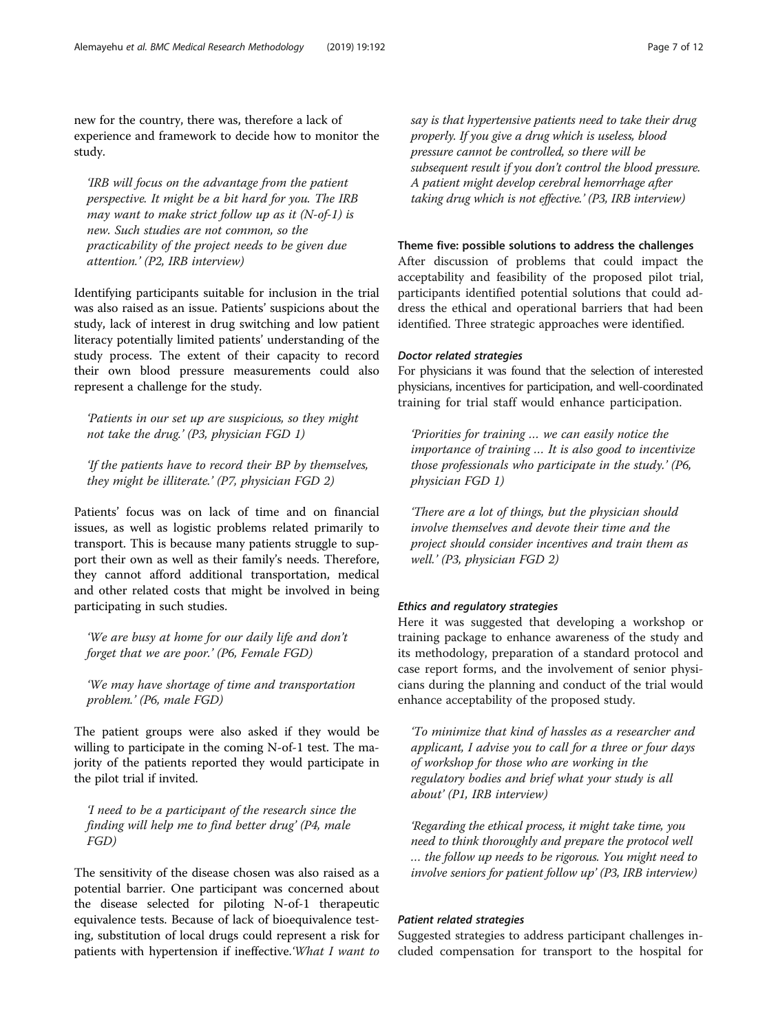new for the country, there was, therefore a lack of experience and framework to decide how to monitor the study.

> 'IRB will focus on the advantage from the patient perspective. It might be a bit hard for you. The IRB may want to make strict follow up as it (N-of-1) is new. Such studies are not common, so the practicability of the project needs to be given due attention.' (P2, IRB interview)

Identifying participants suitable for inclusion in the trial was also raised as an issue. Patients' suspicions about the study, lack of interest in drug switching and low patient literacy potentially limited patients' understanding of the study process. The extent of their capacity to record their own blood pressure measurements could also represent a challenge for the study.

> 'Patients in our set up are suspicious, so they might not take the drug.' (P3, physician FGD 1)

> 'If the patients have to record their BP by themselves, they might be illiterate.' (P7, physician FGD 2)

Patients' focus was on lack of time and on financial issues, as well as logistic problems related primarily to transport. This is because many patients struggle to support their own as well as their family's needs. Therefore, they cannot afford additional transportation, medical and other related costs that might be involved in being participating in such studies.

> 'We are busy at home for our daily life and don't forget that we are poor.' (P6, Female FGD)

> 'We may have shortage of time and transportation problem.' (P6, male FGD)

The patient groups were also asked if they would be willing to participate in the coming N-of-1 test. The majority of the patients reported they would participate in the pilot trial if invited.

> 'I need to be a participant of the research since the finding will help me to find better drug' (P4, male FGD)

The sensitivity of the disease chosen was also raised as a potential barrier. One participant was concerned about the disease selected for piloting N-of-1 therapeutic equivalence tests. Because of lack of bioequivalence testing, substitution of local drugs could represent a risk for patients with hypertension if ineffective.'*What I want to say is that hypertensive patients need to take their drug properly. If you give a drug which is useless, blood pressure cannot be controlled, so there will be subsequent result if you don't control the blood pressure. A patient might develop cerebral hemorrhage after taking drug which is not effective.' (P3, IRB interview)*

#### Theme five: possible solutions to address the challenges

After discussion of problems that could impact the acceptability and feasibility of the proposed pilot trial, participants identified potential solutions that could address the ethical and operational barriers that had been identified. Three strategic approaches were identified.

##### Doctor related strategies

For physicians it was found that the selection of interested physicians, incentives for participation, and well-coordinated training for trial staff would enhance participation.

> 'Priorities for training … we can easily notice the importance of training … It is also good to incentivize those professionals who participate in the study.' (P6, physician FGD 1)

> 'There are a lot of things, but the physician should involve themselves and devote their time and the project should consider incentives and train them as well.' (P3, physician FGD 2)

##### Ethics and regulatory strategies

Here it was suggested that developing a workshop or training package to enhance awareness of the study and its methodology, preparation of a standard protocol and case report forms, and the involvement of senior physicians during the planning and conduct of the trial would enhance acceptability of the proposed study.

> 'To minimize that kind of hassles as a researcher and applicant, I advise you to call for a three or four days of workshop for those who are working in the regulatory bodies and brief what your study is all about' (P1, IRB interview)

> 'Regarding the ethical process, it might take time, you need to think thoroughly and prepare the protocol well … the follow up needs to be rigorous. You might need to involve seniors for patient follow up' (P3, IRB interview)

##### Patient related strategies

Suggested strategies to address participant challenges included compensation for transport to the hospital for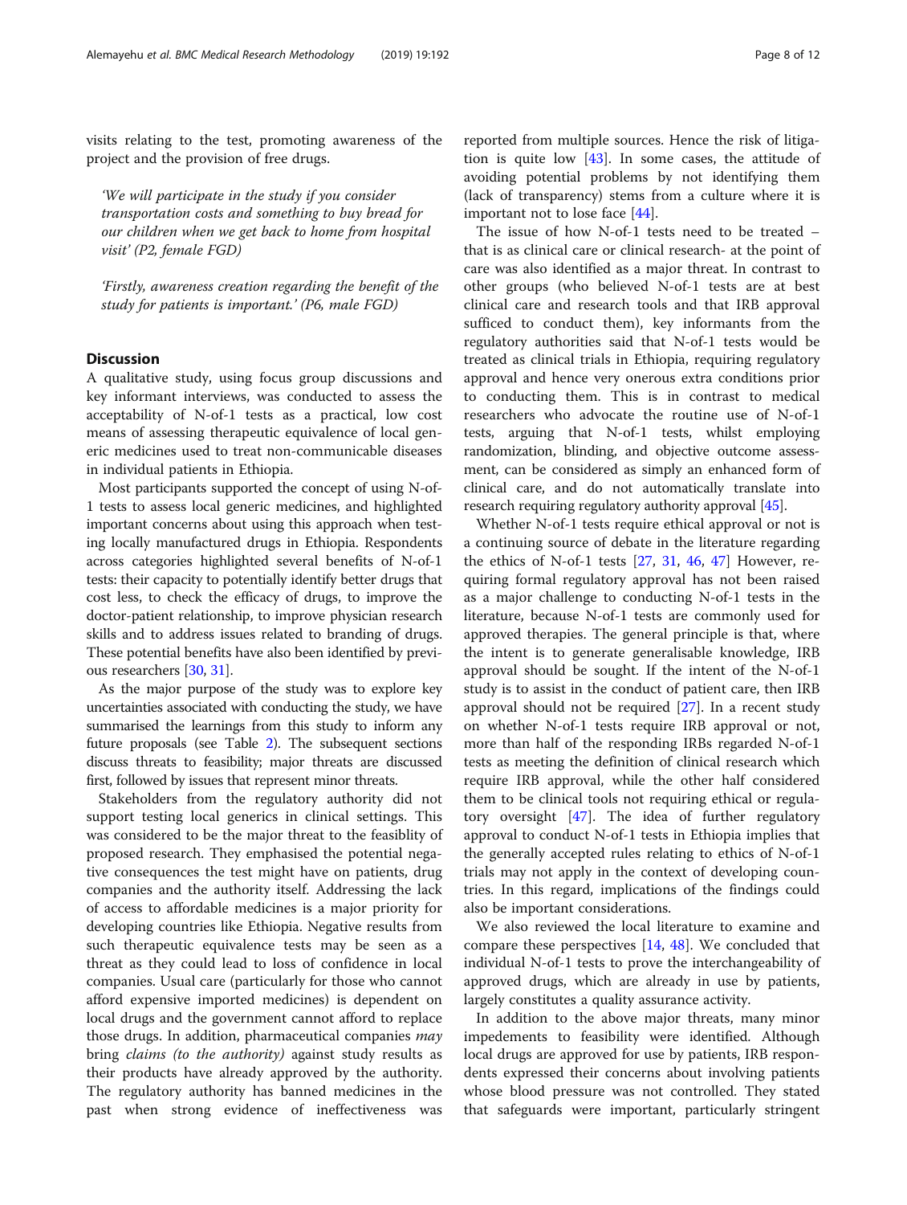visits relating to the test, promoting awareness of the project and the provision of free drugs.

> 'We will participate in the study if you consider transportation costs and something to buy bread for our children when we get back to home from hospital visit' (P2, female FGD)

> 'Firstly, awareness creation regarding the benefit of the study for patients is important.' (P6, male FGD)

## Discussion

A qualitative study, using focus group discussions and key informant interviews, was conducted to assess the acceptability of N-of-1 tests as a practical, low cost means of assessing therapeutic equivalence of local generic medicines used to treat non-communicable diseases in individual patients in Ethiopia.

Most participants supported the concept of using N-of-1 tests to assess local generic medicines, and highlighted important concerns about using this approach when testing locally manufactured drugs in Ethiopia. Respondents across categories highlighted several benefits of N-of-1 tests: their capacity to potentially identify better drugs that cost less, to check the efficacy of drugs, to improve the doctor-patient relationship, to improve physician research skills and to address issues related to branding of drugs. These potential benefits have also been identified by previous researchers [30, 31].

As the major purpose of the study was to explore key uncertainties associated with conducting the study, we have summarised the learnings from this study to inform any future proposals (see Table 2). The subsequent sections discuss threats to feasibility; major threats are discussed first, followed by issues that represent minor threats.

Stakeholders from the regulatory authority did not support testing local generics in clinical settings. This was considered to be the major threat to the feasiblity of proposed research. They emphasised the potential negative consequences the test might have on patients, drug companies and the authority itself. Addressing the lack of access to affordable medicines is a major priority for developing countries like Ethiopia. Negative results from such therapeutic equivalence tests may be seen as a threat as they could lead to loss of confidence in local companies. Usual care (particularly for those who cannot afford expensive imported medicines) is dependent on local drugs and the government cannot afford to replace those drugs. In addition, pharmaceutical companies *may* bring *claims (to the authority)* against study results as their products have already approved by the authority. The regulatory authority has banned medicines in the past when strong evidence of ineffectiveness was reported from multiple sources. Hence the risk of litigation is quite low [43]. In some cases, the attitude of avoiding potential problems by not identifying them (lack of transparency) stems from a culture where it is important not to lose face [44].

The issue of how N-of-1 tests need to be treated – that is as clinical care or clinical research- at the point of care was also identified as a major threat. In contrast to other groups (who believed N-of-1 tests are at best clinical care and research tools and that IRB approval sufficed to conduct them), key informants from the regulatory authorities said that N-of-1 tests would be treated as clinical trials in Ethiopia, requiring regulatory approval and hence very onerous extra conditions prior to conducting them. This is in contrast to medical researchers who advocate the routine use of N-of-1 tests, arguing that N-of-1 tests, whilst employing randomization, blinding, and objective outcome assessment, can be considered as simply an enhanced form of clinical care, and do not automatically translate into research requiring regulatory authority approval [45].

Whether N-of-1 tests require ethical approval or not is a continuing source of debate in the literature regarding the ethics of N-of-1 tests [27, 31, 46, 47] However, requiring formal regulatory approval has not been raised as a major challenge to conducting N-of-1 tests in the literature, because N-of-1 tests are commonly used for approved therapies. The general principle is that, where the intent is to generate generalisable knowledge, IRB approval should be sought. If the intent of the N-of-1 study is to assist in the conduct of patient care, then IRB approval should not be required [27]. In a recent study on whether N-of-1 tests require IRB approval or not, more than half of the responding IRBs regarded N-of-1 tests as meeting the definition of clinical research which require IRB approval, while the other half considered them to be clinical tools not requiring ethical or regulatory oversight [47]. The idea of further regulatory approval to conduct N-of-1 tests in Ethiopia implies that the generally accepted rules relating to ethics of N-of-1 trials may not apply in the context of developing countries. In this regard, implications of the findings could also be important considerations.

We also reviewed the local literature to examine and compare these perspectives [14, 48]. We concluded that individual N-of-1 tests to prove the interchangeability of approved drugs, which are already in use by patients, largely constitutes a quality assurance activity.

In addition to the above major threats, many minor impedements to feasibility were identified. Although local drugs are approved for use by patients, IRB respondents expressed their concerns about involving patients whose blood pressure was not controlled. They stated that safeguards were important, particularly stringent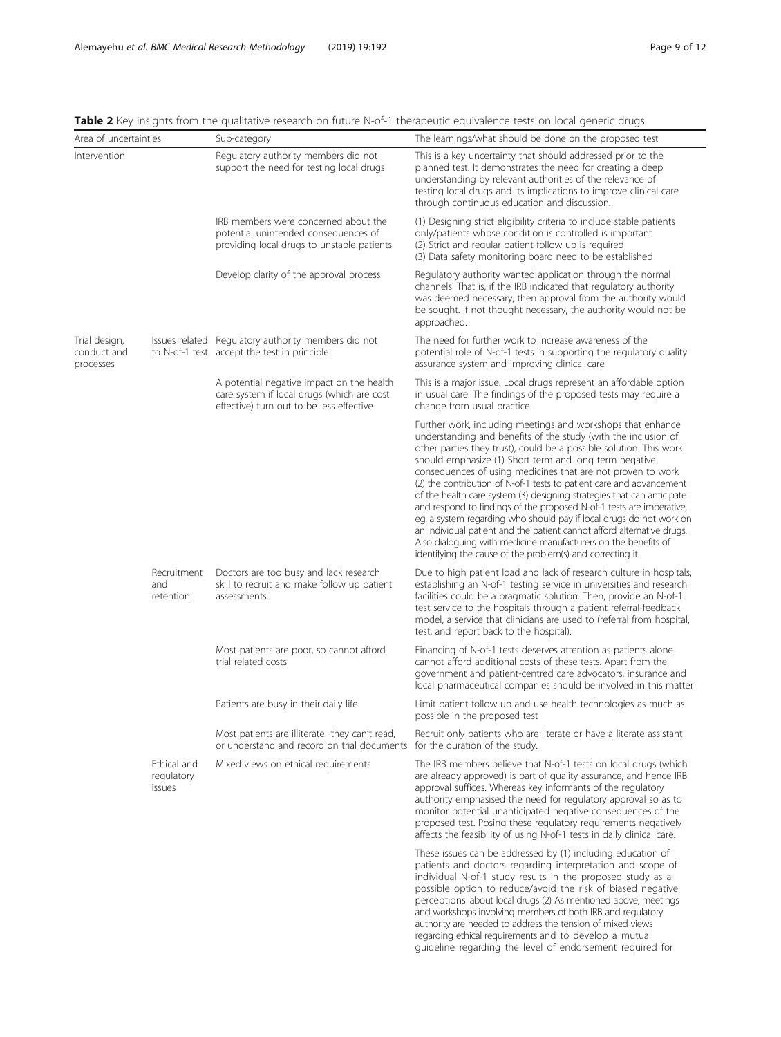**Table 2** Key insights from the qualitative research on future N-of-1 therapeutic equivalence tests on local generic drugs

| Area of uncertainties | | Sub-category | The learnings/what should be done on the proposed test |
|---|---|---|---|
| Intervention | | Regulatory authority members did not support the need for testing local drugs | This is a key uncertainty that should addressed prior to the planned test. It demonstrates the need for creating a deep understanding by relevant authorities of the relevance of testing local drugs and its implications to improve clinical care through continuous education and discussion. |
| | | IRB members were concerned about the potential unintended consequences of providing local drugs to unstable patients | (1) Designing strict eligibility criteria to include stable patients only/patients whose condition is controlled is important (2) Strict and regular patient follow up is required (3) Data safety monitoring board need to be established |
| | | Develop clarity of the approval process | Regulatory authority wanted application through the normal channels. That is, if the IRB indicated that regulatory authority was deemed necessary, then approval from the authority would be sought. If not thought necessary, the authority would not be approached. |
| Trial design, conduct and processes | Issues related to N-of-1 test | Regulatory authority members did not accept the test in principle | The need for further work to increase awareness of the potential role of N-of-1 tests in supporting the regulatory quality assurance system and improving clinical care |
| | | A potential negative impact on the health care system if local drugs (which are cost effective) turn out to be less effective | This is a major issue. Local drugs represent an affordable option in usual care. The findings of the proposed tests may require a change from usual practice. |
| | | | Further work, including meetings and workshops that enhance understanding and benefits of the study (with the inclusion of other parties they trust), could be a possible solution. This work should emphasize (1) Short term and long term negative consequences of using medicines that are not proven to work (2) the contribution of N-of-1 tests to patient care and advancement of the health care system (3) designing strategies that can anticipate and respond to findings of the proposed N-of-1 tests are imperative, eg. a system regarding who should pay if local drugs do not work on an individual patient and the patient cannot afford alternative drugs. Also dialoguing with medicine manufacturers on the benefits of identifying the cause of the problem(s) and correcting it. |
| | Recruitment and retention | Doctors are too busy and lack research skill to recruit and make follow up patient assessments. | Due to high patient load and lack of research culture in hospitals, establishing an N-of-1 testing service in universities and research facilities could be a pragmatic solution. Then, provide an N-of-1 test service to the hospitals through a patient referral-feedback model, a service that clinicians are used to (referral from hospital, test, and report back to the hospital). |
| | | Most patients are poor, so cannot afford trial related costs | Financing of N-of-1 tests deserves attention as patients alone cannot afford additional costs of these tests. Apart from the government and patient-centred care advocators, insurance and local pharmaceutical companies should be involved in this matter |
| | | Patients are busy in their daily life | Limit patient follow up and use health technologies as much as possible in the proposed test |
| | | Most patients are illiterate -they can't read, or understand and record on trial documents | Recruit only patients who are literate or have a literate assistant for the duration of the study. |
| | Ethical and regulatory issues | Mixed views on ethical requirements | The IRB members believe that N-of-1 tests on local drugs (which are already approved) is part of quality assurance, and hence IRB approval suffices. Whereas key informants of the regulatory authority emphasised the need for regulatory approval so as to monitor potential unanticipated negative consequences of the proposed test. Posing these regulatory requirements negatively affects the feasibility of using N-of-1 tests in daily clinical care. |
| | | | These issues can be addressed by (1) including education of patients and doctors regarding interpretation and scope of individual N-of-1 study results in the proposed study as a possible option to reduce/avoid the risk of biased negative perceptions about local drugs (2) As mentioned above, meetings and workshops involving members of both IRB and regulatory authority are needed to address the tension of mixed views regarding ethical requirements and to develop a mutual guideline regarding the level of endorsement required for |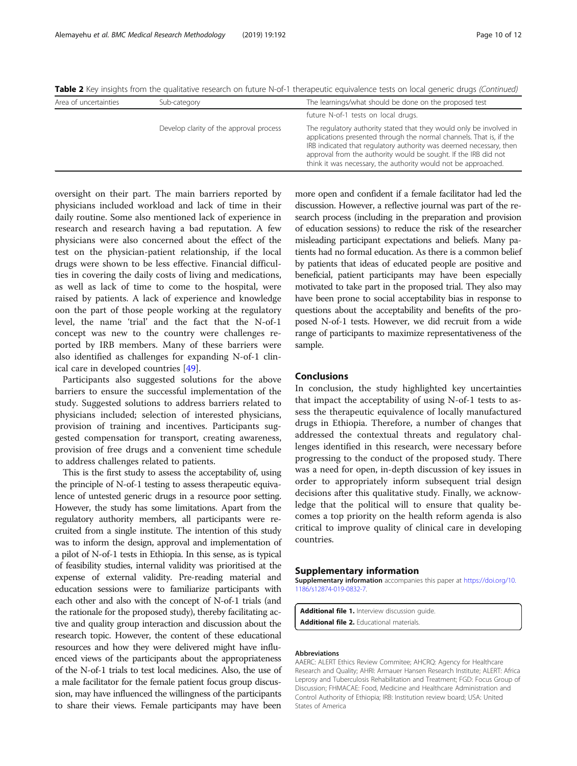**Table 2** Key insights from the qualitative research on future N-of-1 therapeutic equivalence tests on local generic drugs *(Continued)*

| Area of uncertainties | Sub-category | The learnings/what should be done on the proposed test |
| --- | --- | --- |
| | | future N-of-1 tests on local drugs. |
| | Develop clarity of the approval process | The regulatory authority stated that they would only be involved in applications presented through the normal channels. That is, if the IRB indicated that regulatory authority was deemed necessary, then approval from the authority would be sought. If the IRB did not think it was necessary, the authority would not be approached. |

oversight on their part. The main barriers reported by physicians included workload and lack of time in their daily routine. Some also mentioned lack of experience in research and research having a bad reputation. A few physicians were also concerned about the effect of the test on the physician-patient relationship, if the local drugs were shown to be less effective. Financial difficulties in covering the daily costs of living and medications, as well as lack of time to come to the hospital, were raised by patients. A lack of experience and knowledge oon the part of those people working at the regulatory level, the name 'trial' and the fact that the N-of-1 concept was new to the country were challenges reported by IRB members. Many of these barriers were also identified as challenges for expanding N-of-1 clinical care in developed countries [49].

Participants also suggested solutions for the above barriers to ensure the successful implementation of the study. Suggested solutions to address barriers related to physicians included; selection of interested physicians, provision of training and incentives. Participants suggested compensation for transport, creating awareness, provision of free drugs and a convenient time schedule to address challenges related to patients.

This is the first study to assess the acceptability of, using the principle of N-of-1 testing to assess therapeutic equivalence of untested generic drugs in a resource poor setting. However, the study has some limitations. Apart from the regulatory authority members, all participants were recruited from a single institute. The intention of this study was to inform the design, approval and implementation of a pilot of N-of-1 tests in Ethiopia. In this sense, as is typical of feasibility studies, internal validity was prioritised at the expense of external validity. Pre-reading material and education sessions were to familiarize participants with each other and also with the concept of N-of-1 trials (and the rationale for the proposed study), thereby facilitating active and quality group interaction and discussion about the research topic. However, the content of these educational resources and how they were delivered might have influenced views of the participants about the appropriateness of the N-of-1 trials to test local medicines. Also, the use of a male facilitator for the female patient focus group discussion, may have influenced the willingness of the participants to share their views. Female participants may have been more open and confident if a female facilitator had led the discussion. However, a reflective journal was part of the research process (including in the preparation and provision of education sessions) to reduce the risk of the researcher misleading participant expectations and beliefs. Many patients had no formal education. As there is a common belief by patients that ideas of educated people are positive and beneficial, patient participants may have been especially motivated to take part in the proposed trial. They also may have been prone to social acceptability bias in response to questions about the acceptability and benefits of the proposed N-of-1 tests. However, we did recruit from a wide range of participants to maximize representativeness of the sample.

## Conclusions

In conclusion, the study highlighted key uncertainties that impact the acceptability of using N-of-1 tests to assess the therapeutic equivalence of locally manufactured drugs in Ethiopia. Therefore, a number of changes that addressed the contextual threats and regulatory challenges identified in this research, were necessary before progressing to the conduct of the proposed study. There was a need for open, in-depth discussion of key issues in order to appropriately inform subsequent trial design decisions after this qualitative study. Finally, we acknowledge that the political will to ensure that quality becomes a top priority on the health reform agenda is also critical to improve quality of clinical care in developing countries.

## Supplementary information

**Supplementary information** accompanies this paper at https://doi.org/10.1186/s12874-019-0832-7.

**Additional file 1.** Interview discussion guide.
**Additional file 2.** Educational materials.

#### Abbreviations

AAERC: ALERT Ethics Review Commitee; AHCRQ: Agency for Healthcare Research and Quality; AHRI: Armauer Hansen Research Institute; ALERT: Africa Leprosy and Tuberculosis Rehabilitation and Treatment; FGD: Focus Group of Discussion; FHMACAE: Food, Medicine and Healthcare Administration and Control Authority of Ethiopia; IRB: Institution review board; USA: United States of America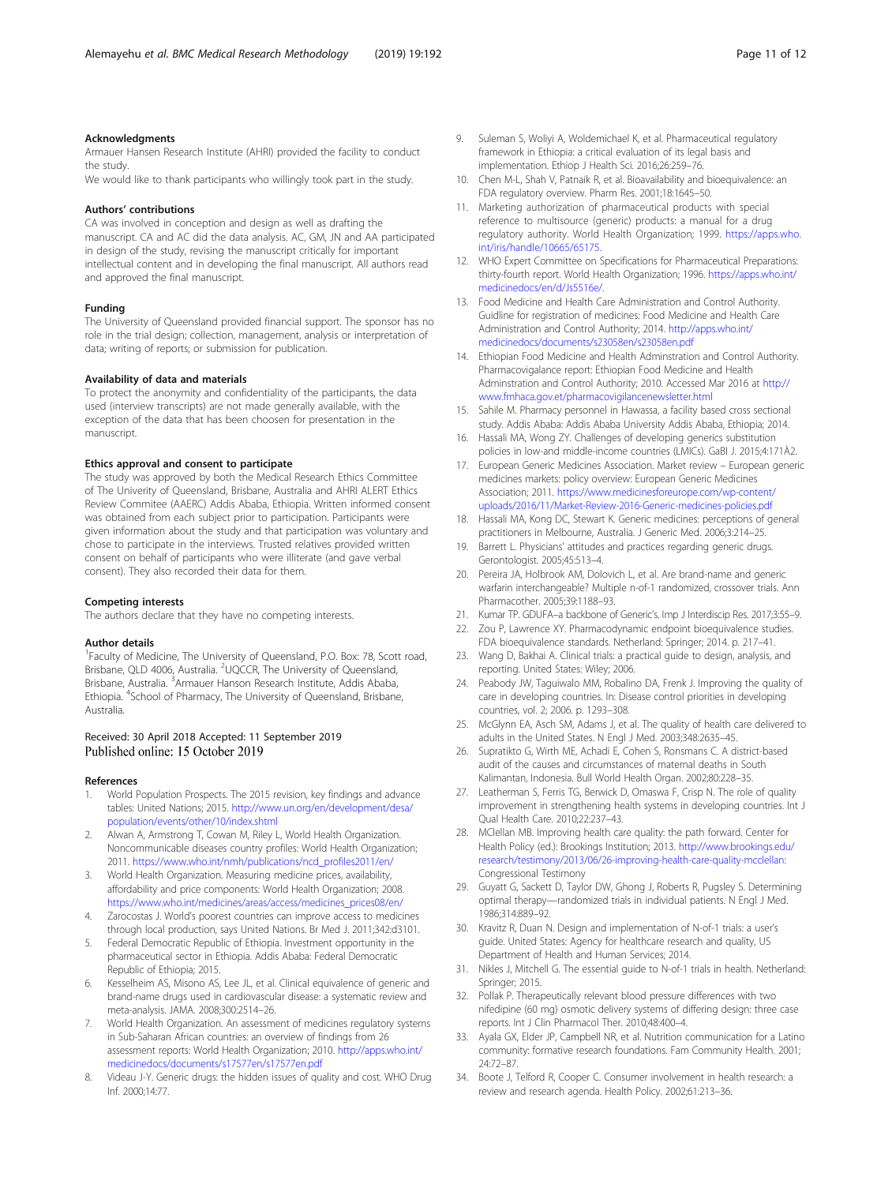## Acknowledgments

Armauer Hansen Research Institute (AHRI) provided the facility to conduct the study.

We would like to thank participants who willingly took part in the study.

## Authors' contributions

CA was involved in conception and design as well as drafting the manuscript. CA and AC did the data analysis. AC, GM, JN and AA participated in design of the study, revising the manuscript critically for important intellectual content and in developing the final manuscript. All authors read and approved the final manuscript.

## Funding

The University of Queensland provided financial support. The sponsor has no role in the trial design; collection, management, analysis or interpretation of data; writing of reports; or submission for publication.

## Availability of data and materials

To protect the anonymity and confidentiality of the participants, the data used (interview transcripts) are not made generally available, with the exception of the data that has been choosen for presentation in the manuscript.

## Ethics approval and consent to participate

The study was approved by both the Medical Research Ethics Committee of The Univerity of Queensland, Brisbane, Australia and AHRI ALERT Ethics Review Commitee (AAERC) Addis Ababa, Ethiopia. Written informed consent was obtained from each subject prior to participation. Participants were given information about the study and that participation was voluntary and chose to participate in the interviews. Trusted relatives provided written consent on behalf of participants who were illiterate (and gave verbal consent). They also recorded their data for them.

## Competing interests

The authors declare that they have no competing interests.

## Author details

[1]Faculty of Medicine, The University of Queensland, P.O. Box: 78, Scott road, Brisbane, QLD 4006, Australia. [2]UQCCR, The University of Queensland, Brisbane, Australia. [3]Armauer Hanson Research Institute, Addis Ababa, Ethiopia. [4]School of Pharmacy, The University of Queensland, Brisbane, Australia.

Received: 30 April 2018 Accepted: 11 September 2019
Published online: 15 October 2019

## References

1. World Population Prospects. The 2015 revision, key findings and advance tables: United Nations; 2015. http://www.un.org/en/development/desa/population/events/other/10/index.shtml
2. Alwan A, Armstrong T, Cowan M, Riley L, World Health Organization. Noncommunicable diseases country profiles: World Health Organization; 2011. https://www.who.int/nmh/publications/ncd_profiles2011/en/
3. World Health Organization. Measuring medicine prices, availability, affordability and price components: World Health Organization; 2008. https://www.who.int/medicines/areas/access/medicines_prices08/en/
4. Zarocostas J. World's poorest countries can improve access to medicines through local production, says United Nations. Br Med J. 2011;342:d3101.
5. Federal Democratic Republic of Ethiopia. Investment opportunity in the pharmaceutical sector in Ethiopia. Addis Ababa: Federal Democratic Republic of Ethiopia; 2015.
6. Kesselheim AS, Misono AS, Lee JL, et al. Clinical equivalence of generic and brand-name drugs used in cardiovascular disease: a systematic review and meta-analysis. JAMA. 2008;300:2514–26.
7. World Health Organization. An assessment of medicines regulatory systems in Sub-Saharan African countries: an overview of findings from 26 assessment reports: World Health Organization; 2010. http://apps.who.int/medicinedocs/documents/s17577en/s17577en.pdf
8. Videau J-Y. Generic drugs: the hidden issues of quality and cost. WHO Drug Inf. 2000;14:77.
9. Suleman S, Woliyi A, Woldemichael K, et al. Pharmaceutical regulatory framework in Ethiopia: a critical evaluation of its legal basis and implementation. Ethiop J Health Sci. 2016;26:259–76.
10. Chen M-L, Shah V, Patnaik R, et al. Bioavailability and bioequivalence: an FDA regulatory overview. Pharm Res. 2001;18:1645–50.
11. Marketing authorization of pharmaceutical products with special reference to multisource (generic) products: a manual for a drug regulatory authority. World Health Organization; 1999. https://apps.who.int/iris/handle/10665/65175.
12. WHO Expert Committee on Specifications for Pharmaceutical Preparations: thirty-fourth report. World Health Organization; 1996. https://apps.who.int/medicinedocs/en/d/Js5516e/.
13. Food Medicine and Health Care Administration and Control Authority. Guidline for registration of medicines: Food Medicine and Health Care Administration and Control Authority; 2014. http://apps.who.int/medicinedocs/documents/s23058en/s23058en.pdf
14. Ethiopian Food Medicine and Health Adminstration and Control Authority. Pharmacovigalance report: Ethiopian Food Medicine and Health Adminstration and Control Authority; 2010. Accessed Mar 2016 at http://www.fmhaca.gov.et/pharmacovigilancenewsletter.html
15. Sahile M. Pharmacy personnel in Hawassa, a facility based cross sectional study. Addis Ababa: Addis Ababa University Addis Ababa, Ethiopia; 2014.
16. Hassali MA, Wong ZY. Challenges of developing generics substitution policies in low-and middle-income countries (LMICs). GaBI J. 2015;4:171À2.
17. European Generic Medicines Association. Market review – European generic medicines markets: policy overview: European Generic Medicines Association; 2011. https://www.medicinesforeurope.com/wp-content/uploads/2016/11/Market-Review-2016-Generic-medicines-policies.pdf
18. Hassali MA, Kong DC, Stewart K. Generic medicines: perceptions of general practitioners in Melbourne, Australia. J Generic Med. 2006;3:214–25.
19. Barrett L. Physicians' attitudes and practices regarding generic drugs. Gerontologist. 2005;45:513–4.
20. Pereira JA, Holbrook AM, Dolovich L, et al. Are brand-name and generic warfarin interchangeable? Multiple n-of-1 randomized, crossover trials. Ann Pharmacother. 2005;39:1188–93.
21. Kumar TP. GDUFA–a backbone of Generic's. Imp J Interdiscip Res. 2017;3:55–9.
22. Zou P, Lawrence XY. Pharmacodynamic endpoint bioequivalence studies. FDA bioequivalence standards. Netherland: Springer; 2014. p. 217–41.
23. Wang D, Bakhai A. Clinical trials: a practical guide to design, analysis, and reporting. United States: Wiley; 2006.
24. Peabody JW, Taguiwalo MM, Robalino DA, Frenk J. Improving the quality of care in developing countries. In: Disease control priorities in developing countries, vol. 2; 2006. p. 1293–308.
25. McGlynn EA, Asch SM, Adams J, et al. The quality of health care delivered to adults in the United States. N Engl J Med. 2003;348:2635–45.
26. Supratikto G, Wirth ME, Achadi E, Cohen S, Ronsmans C. A district-based audit of the causes and circumstances of maternal deaths in South Kalimantan, Indonesia. Bull World Health Organ. 2002;80:228–35.
27. Leatherman S, Ferris TG, Berwick D, Omaswa F, Crisp N. The role of quality improvement in strengthening health systems in developing countries. Int J Qual Health Care. 2010;22:237–43.
28. MClellan MB. Improving health care quality: the path forward. Center for Health Policy (ed.): Brookings Institution; 2013. http://www.brookings.edu/research/testimony/2013/06/26-improving-health-care-quality-mcclellan: Congressional Testimony
29. Guyatt G, Sackett D, Taylor DW, Ghong J, Roberts R, Pugsley S. Determining optimal therapy—randomized trials in individual patients. N Engl J Med. 1986;314:889–92.
30. Kravitz R, Duan N. Design and implementation of N-of-1 trials: a user's guide. United States: Agency for healthcare research and quality, US Department of Health and Human Services; 2014.
31. Nikles J, Mitchell G. The essential guide to N-of-1 trials in health. Netherland: Springer; 2015.
32. Pollak P. Therapeutically relevant blood pressure differences with two nifedipine (60 mg) osmotic delivery systems of differing design: three case reports. Int J Clin Pharmacol Ther. 2010;48:400–4.
33. Ayala GX, Elder JP, Campbell NR, et al. Nutrition communication for a Latino community: formative research foundations. Fam Community Health. 2001;24:72–87.
34. Boote J, Telford R, Cooper C. Consumer involvement in health research: a review and research agenda. Health Policy. 2002;61:213–36.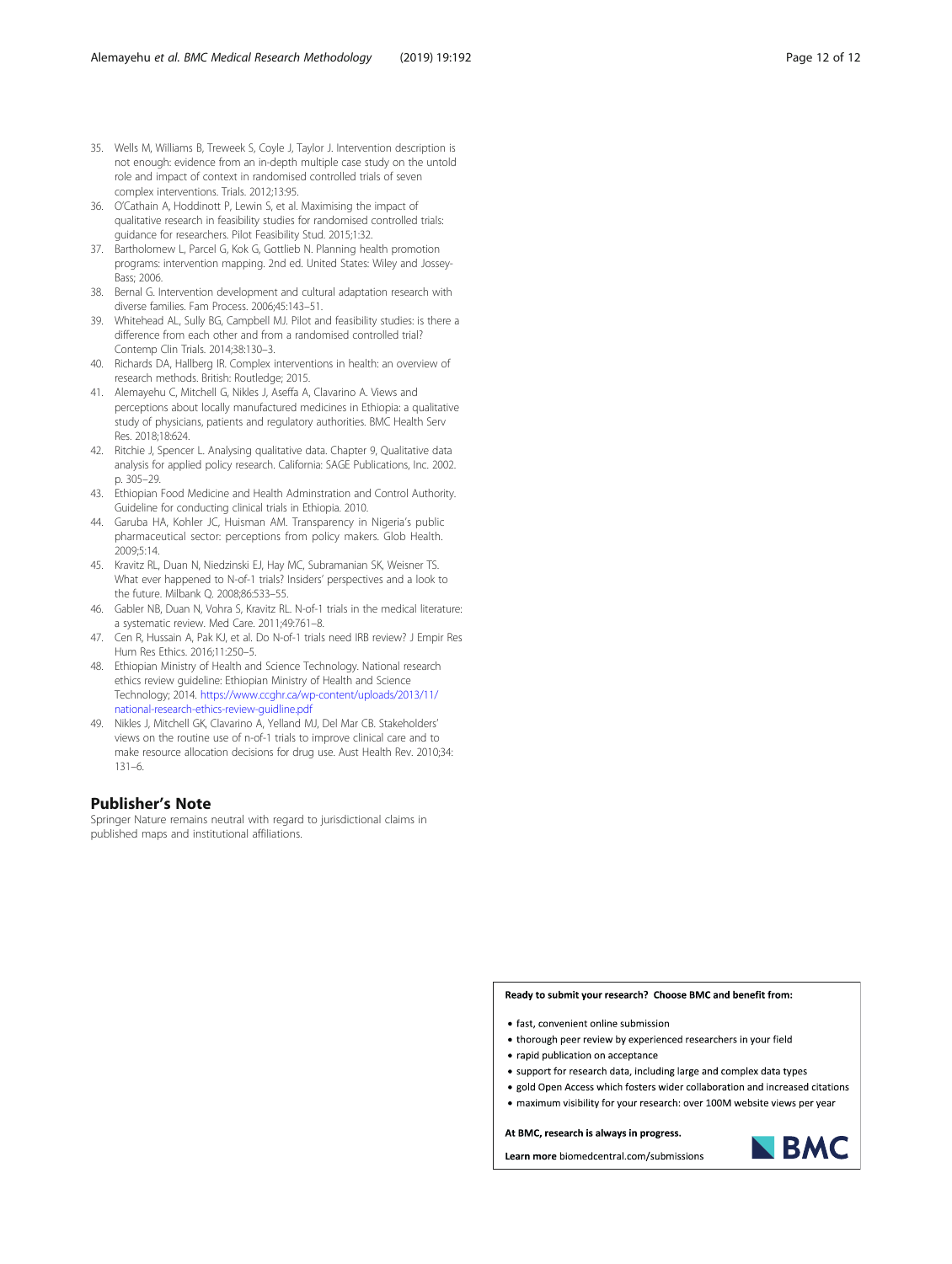35. Wells M, Williams B, Treweek S, Coyle J, Taylor J. Intervention description is not enough: evidence from an in-depth multiple case study on the untold role and impact of context in randomised controlled trials of seven complex interventions. Trials. 2012;13:95.
36. O'Cathain A, Hoddinott P, Lewin S, et al. Maximising the impact of qualitative research in feasibility studies for randomised controlled trials: guidance for researchers. Pilot Feasibility Stud. 2015;1:32.
37. Bartholomew L, Parcel G, Kok G, Gottlieb N. Planning health promotion programs: intervention mapping. 2nd ed. United States: Wiley and Jossey-Bass; 2006.
38. Bernal G. Intervention development and cultural adaptation research with diverse families. Fam Process. 2006;45:143–51.
39. Whitehead AL, Sully BG, Campbell MJ. Pilot and feasibility studies: is there a difference from each other and from a randomised controlled trial? Contemp Clin Trials. 2014;38:130–3.
40. Richards DA, Hallberg IR. Complex interventions in health: an overview of research methods. British: Routledge; 2015.
41. Alemayehu C, Mitchell G, Nikles J, Aseffa A, Clavarino A. Views and perceptions about locally manufactured medicines in Ethiopia: a qualitative study of physicians, patients and regulatory authorities. BMC Health Serv Res. 2018;18:624.
42. Ritchie J, Spencer L. Analysing qualitative data. Chapter 9, Qualitative data analysis for applied policy research. California: SAGE Publications, Inc. 2002. p. 305–29.
43. Ethiopian Food Medicine and Health Adminstration and Control Authority. Guideline for conducting clinical trials in Ethiopia. 2010.
44. Garuba HA, Kohler JC, Huisman AM. Transparency in Nigeria's public pharmaceutical sector: perceptions from policy makers. Glob Health. 2009;5:14.
45. Kravitz RL, Duan N, Niedzinski EJ, Hay MC, Subramanian SK, Weisner TS. What ever happened to N-of-1 trials? Insiders' perspectives and a look to the future. Milbank Q. 2008;86:533–55.
46. Gabler NB, Duan N, Vohra S, Kravitz RL. N-of-1 trials in the medical literature: a systematic review. Med Care. 2011;49:761–8.
47. Cen R, Hussain A, Pak KJ, et al. Do N-of-1 trials need IRB review? J Empir Res Hum Res Ethics. 2016;11:250–5.
48. Ethiopian Ministry of Health and Science Technology. National research ethics review guideline: Ethiopian Ministry of Health and Science Technology; 2014. https://www.ccghr.ca/wp-content/uploads/2013/11/national-research-ethics-review-guidline.pdf
49. Nikles J, Mitchell GK, Clavarino A, Yelland MJ, Del Mar CB. Stakeholders' views on the routine use of n-of-1 trials to improve clinical care and to make resource allocation decisions for drug use. Aust Health Rev. 2010;34:131–6.

## Publisher's Note

Springer Nature remains neutral with regard to jurisdictional claims in published maps and institutional affiliations.